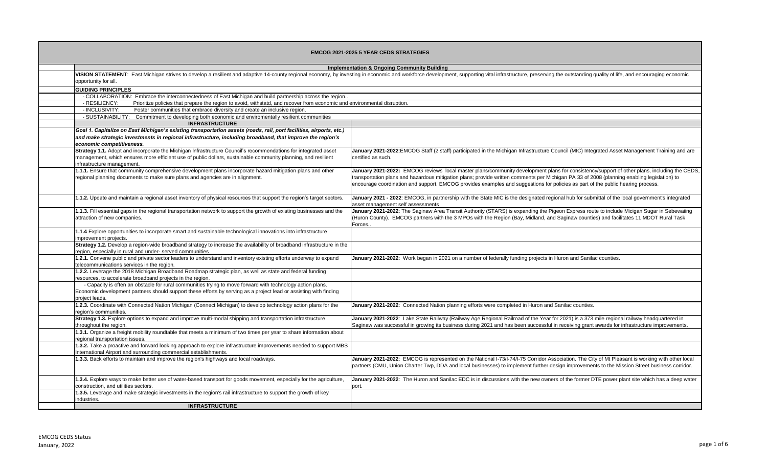# EMCOG 2021-2025 5 YEAR CEDS STRATEGIES

## Implementation & Ongoing Community Building

**VISION STATEMENT**: East Michigan strives to develop a resilient and adaptive 14-county regional economy, by investing in economic and workforce development, supporting vital infrastructure, preserving the outstanding quality of life, and encouraging economic opportunity for all.

**GUIDING PRINCIPLES**

- COLLABORATION: Embrace the interconnectedness of East Michigan and build partnership across the region..
- RESILIENCY: Prioritize policies that prepare the region to avoid, withstatd, and recover from economic and environmental disruption.
- INCLUSIVITY: Foster communities that embrace diversity and create an inclusive region.
- SUSTAINABILITY: Commitment to developing both economic and enviromentally resilient communities

| INFRASTRUCTURE | |
|---|---|
| ***Goal 1. Capitalize on East Michigan's existing transportation assets (roads, rail, port facilities, airports, etc.) and make strategic investments in regional infrastructure, including broadband, that improve the region's economic competitiveness.*** | |
| **Strategy 1.1.** Adopt and incorporate the Michigan Infrastructure Council's recommendations for integrated asset management, which ensures more efficient use of public dollars, sustainable community planning, and resilient infrastructure management. | **January 2021-2022**:EMCOG Staff (2 staff) participated in the Michigan Infrastructure Council (MIC) Integrated Asset Management Training and are certified as such. |
| **1.1.1.** Ensure that community comprehensive development plans incorporate hazard mitigation plans and other regional planning documents to make sure plans and agencies are in alignment. | **January 2021-2022:** EMCOG reviews local master plans/community development plans for consistency/support of other plans, including the CEDS, transportation plans and hazardous mitigation plans; provide written comments per Michigan PA 33 of 2008 (planning enabling legislation) to encourage coordination and support. EMCOG provides examples and suggestions for policies as part of the public hearing process. |
| **1.1.2.** Update and maintain a regional asset inventory of physical resources that support the region's target sectors. | **January 2021 - 2022**: EMCOG, in partnership with the State MIC is the designated regional hub for submittal of the local government's integrated asset management self assessments |
| **1.1.3.** Fill essential gaps in the regional transportation network to support the growth of existing businesses and the attraction of new companies. | **January 2021-2022**: The Saginaw Area Transit Authority (STARS) is expanding the Pigeon Express route to include Micigan Sugar in Sebewaiing (Huron County). EMCOG partners with the 3 MPOs with the Region (Bay, Midland, and Saginaw counties) and facilitates 11 MDOT Rural Task Forces.. |
| **1.1.4** Explore opportunities to incorporate smart and sustainable technological innovations into infrastructure improvement projects. | |
| **Strategy 1.2.** Develop a region-wide broadband strategy to increase the availability of broadband infrastructure in the region, especially in rural and under- served communities | |
| **1.2.1.** Convene public and private sector leaders to understand and inventory existing efforts underway to expand telecommunications services in the region. | **January 2021-2022**: Work began in 2021 on a number of federally funding projects in Huron and Sanilac counties. |
| **1.2.2.** Leverage the 2018 Michigan Broadband Roadmap strategic plan, as well as state and federal funding resources, to accelerate broadband projects in the region. | |
| - Capacity is often an obstacle for rural communities trying to move forward with technology action plans. Economic development partners should support these efforts by serving as a project lead or assisting with finding project leads. | |
| **1.2.3.** Coordinate with Connected Nation Michigan (Connect Michigan) to develop technology action plans for the region's communities. | **January 2021-2022**: Connected Nation planning efforts were completed in Huron and Sanilac counties. |
| **Strategy 1.3.** Explore options to expand and improve multi-modal shipping and transportation infrastructure throughout the region. | **January 2021-2022**: Lake State Railway (Railway Age Regional Railroad of the Year for 2021) is a 373 mile regional railway headquartered in Saginaw was successful in growing its business during 2021 and has been successful in receiving grant awards for infrastructure improvements. |
| **1.3.1.** Organize a freight mobility roundtable that meets a minimum of two times per year to share information about regional transportation issues. | |
| **1.3.2.** Take a proactive and forward looking approach to explore infrastructure improvements needed to support MBS International Airport and surrounding commercial establishments. | |
| **1.3.3.** Back efforts to maintain and improve the region's highways and local roadways. | **January 2021-2022**: EMCOG is represented on the National I-73/I-74/I-75 Corridor Association. The City of Mt Pleasant is working with other local partners (CMU, Union Charter Twp, DDA and local businesses) to implement further design improvements to the Mission Street business corridor. |
| **1.3.4.** Explore ways to make better use of water-based transport for goods movement, especially for the agriculture, construction, and utilities sectors. | **January 2021-2022**: The Huron and Sanilac EDC is in discussions with the new owners of the former DTE power plant site which has a deep water port. |
| **1.3.5.** Leverage and make strategic investments in the region's rail infrastructure to support the growth of key industries. | |
| **INFRASTRUCTURE** | |

EMCOG CEDS Status
January, 2022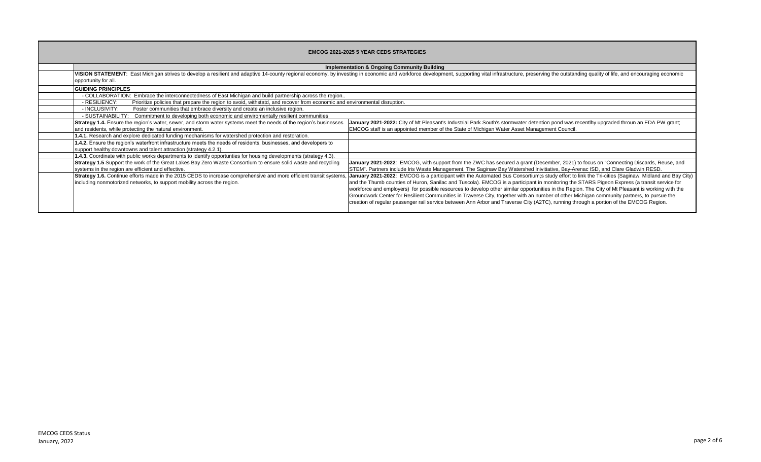# EMCOG 2021-2025 5 YEAR CEDS STRATEGIES

**Implementation & Ongoing Community Building**

**VISION STATEMENT**: East Michigan strives to develop a resilient and adaptive 14-county regional economy, by investing in economic and workforce development, supporting vital infrastructure, preserving the outstanding quality of life, and encouraging economic opportunity for all.

**GUIDING PRINCIPLES**

- COLLABORATION: Embrace the interconnectedness of East Michigan and build partnership across the region..
- RESILIENCY: Prioritize policies that prepare the region to avoid, withstatd, and recover from economic and environmental disruption.
- INCLUSIVITY: Foster communities that embrace diversity and create an inclusive region.
- SUSTAINABILITY: Commitment to developing both economic and enviromentally resilient communities

| Strategy | Status |
|---|---|
| **Strategy 1.4.** Ensure the region's water, sewer, and storm water systems meet the needs of the region's businesses and residents, while protecting the natural environment. | **January 2021-2022:** City of Mt Pleasant's Industrial Park South's stormwater detention pond was recentlhy upgraded throun an EDA PW grant; EMCOG staff is an appointed member of the State of Michigan Water Asset Management Council. |
| **1.4.1.** Research and explore dedicated funding mechanisms for watershed protection and restoration. | |
| **1.4.2.** Ensure the region's waterfront infrastructure meets the needs of residents, businesses, and developers to support healthy downtowns and talent attraction (strategy 4.2.1). | |
| **1.4.3.** Coordinate with public works departments to identify opportunties for housing developments (strategy 4.3). | |
| **Strategy 1.5** Support the work of the Great Lakes Bay Zero Waste Consortium to ensure solid waste and recycling systems in the region are efficient and effective. | **January 2021-2022**: EMCOG, with support from the ZWC has secured a grant (December, 2021) to focus on "Connecting Discards, Reuse, and STEM". Partners include Iris Waste Management, The Saginaw Bay Watershed Inivitiative, Bay-Arenac ISD, and Clare Gladwin RESD. |
| **Strategy 1.6.** Continue efforts made in the 2015 CEDS to increase comprehensive and more efficient transit systems, including nonmotorized networks, to support mobility across the region. | **January 2021-2022**: EMCOG is a participant with the Automated Bus Consortium;s study effort to link the Tri-cities (Saginaw, Midland and Bay City) and the Thumb counties of Huron, Sanilac and Tuscola). EMCOG is a participant in monitoring the STARS Pigeon Express (a transit service for workforce and employers) for possible resources to develop other similar opportunities in the Region. The City of Mt Pleasant is working with the Groundwork Center for Resilient Communities in Traverse City, together with an number of other Michigan community partners, to pursue the creation of regular passenger rail service between Ann Arbor and Traverse City (A2TC), running through a portion of the EMCOG Region. |

EMCOG CEDS Status
January, 2022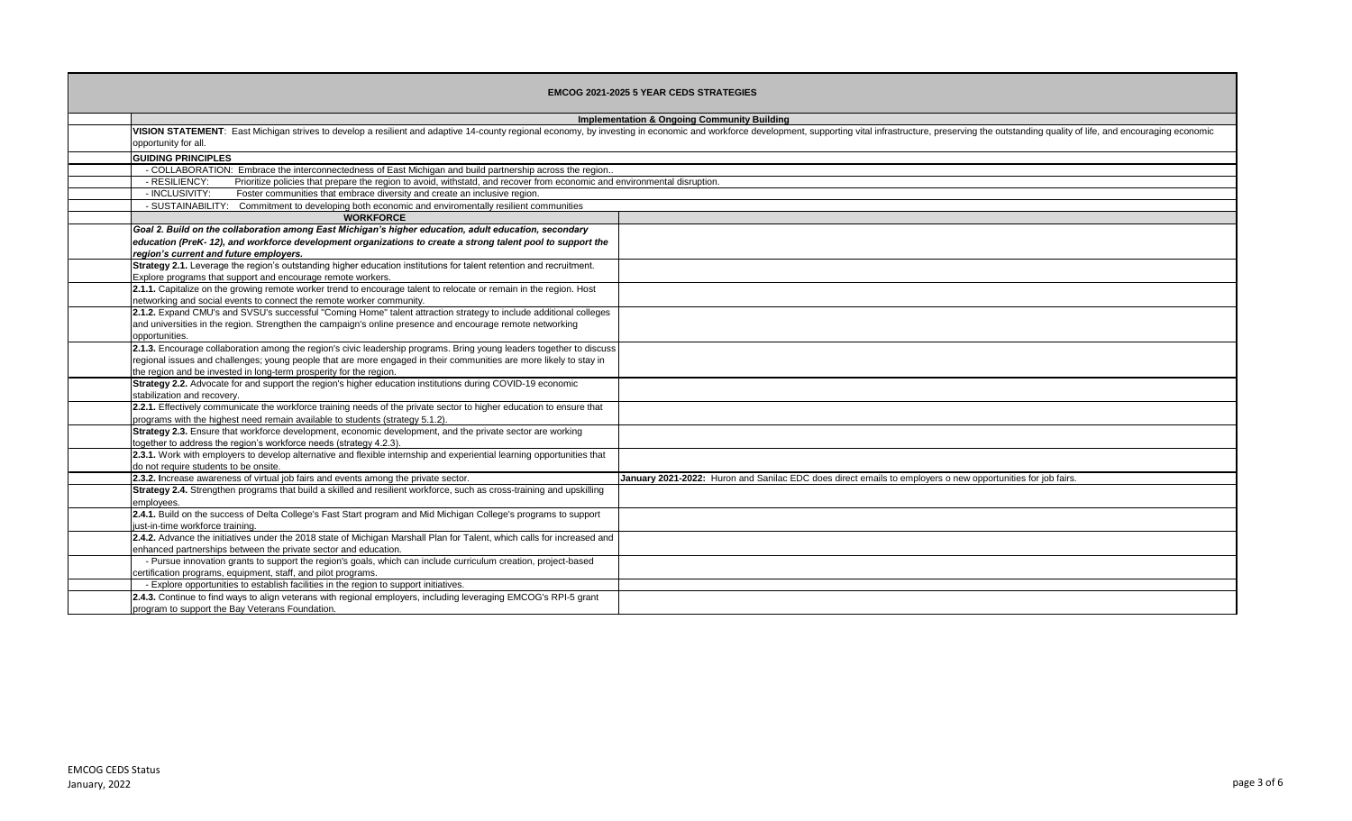# EMCOG 2021-2025 5 YEAR CEDS STRATEGIES

## Implementation & Ongoing Community Building

**VISION STATEMENT**: East Michigan strives to develop a resilient and adaptive 14-county regional economy, by investing in economic and workforce development, supporting vital infrastructure, preserving the outstanding quality of life, and encouraging economic opportunity for all.

**GUIDING PRINCIPLES**

- COLLABORATION: Embrace the interconnectedness of East Michigan and build partnership across the region..
- RESILIENCY: Prioritize policies that prepare the region to avoid, withstatd, and recover from economic and environmental disruption.
- INCLUSIVITY: Foster communities that embrace diversity and create an inclusive region.
- SUSTAINABILITY: Commitment to developing both economic and enviromentally resilient communities

| WORKFORCE | |
|---|---|
| ***Goal 2. Build on the collaboration among East Michigan's higher education, adult education, secondary education (PreK- 12), and workforce development organizations to create a strong talent pool to support the region's current and future employers.*** | |
| **Strategy 2.1.** Leverage the region's outstanding higher education institutions for talent retention and recruitment. Explore programs that support and encourage remote workers. | |
| **2.1.1.** Capitalize on the growing remote worker trend to encourage talent to relocate or remain in the region. Host networking and social events to connect the remote worker community. | |
| **2.1.2.** Expand CMU's and SVSU's successful "Coming Home" talent attraction strategy to include additional colleges and universities in the region. Strengthen the campaign's online presence and encourage remote networking opportunities. | |
| **2.1.3.** Encourage collaboration among the region's civic leadership programs. Bring young leaders together to discuss regional issues and challenges; young people that are more engaged in their communities are more likely to stay in the region and be invested in long-term prosperity for the region. | |
| **Strategy 2.2.** Advocate for and support the region's higher education institutions during COVID-19 economic stabilization and recovery. | |
| **2.2.1.** Effectively communicate the workforce training needs of the private sector to higher education to ensure that programs with the highest need remain available to students (strategy 5.1.2). | |
| **Strategy 2.3.** Ensure that workforce development, economic development, and the private sector are working together to address the region's workforce needs (strategy 4.2.3). | |
| **2.3.1.** Work with employers to develop alternative and flexible internship and experiential learning opportunities that do not require students to be onsite. | |
| **2.3.2.** Increase awareness of virtual job fairs and events among the private sector. | **January 2021-2022:** Huron and Sanilac EDC does direct emails to employers o new opportunities for job fairs. |
| **Strategy 2.4.** Strengthen programs that build a skilled and resilient workforce, such as cross-training and upskilling employees. | |
| **2.4.1.** Build on the success of Delta College's Fast Start program and Mid Michigan College's programs to support just-in-time workforce training. | |
| **2.4.2.** Advance the initiatives under the 2018 state of Michigan Marshall Plan for Talent, which calls for increased and enhanced partnerships between the private sector and education. | |
| - Pursue innovation grants to support the region's goals, which can include curriculum creation, project-based certification programs, equipment, staff, and pilot programs. | |
| - Explore opportunities to establish facilities in the region to support initiatives. | |
| **2.4.3.** Continue to find ways to align veterans with regional employers, including leveraging EMCOG's RPI-5 grant program to support the Bay Veterans Foundation. | |

EMCOG CEDS Status
January, 2022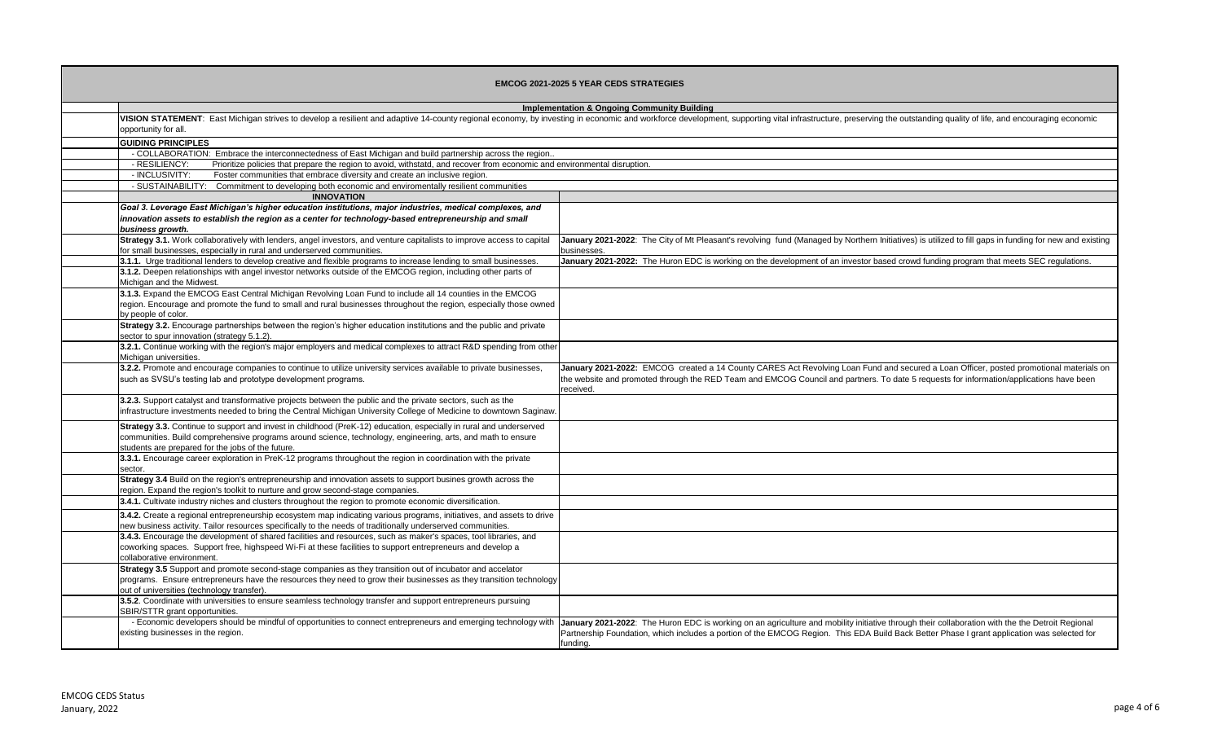# EMCOG 2021-2025 5 YEAR CEDS STRATEGIES

## Implementation & Ongoing Community Building

**VISION STATEMENT**: East Michigan strives to develop a resilient and adaptive 14-county regional economy, by investing in economic and workforce development, supporting vital infrastructure, preserving the outstanding quality of life, and encouraging economic opportunity for all.

**GUIDING PRINCIPLES**

- COLLABORATION: Embrace the interconnectedness of East Michigan and build partnership across the region..
- RESILIENCY: Prioritize policies that prepare the region to avoid, withstatd, and recover from economic and environmental disruption.
- INCLUSIVITY: Foster communities that embrace diversity and create an inclusive region.
- SUSTAINABILITY: Commitment to developing both economic and enviromentally resilient communities

| INNOVATION | |
|---|---|
| ***Goal 3. Leverage East Michigan's higher education institutions, major industries, medical complexes, and innovation assets to establish the region as a center for technology-based entrepreneurship and small business growth.*** | |
| **Strategy 3.1.** Work collaboratively with lenders, angel investors, and venture capitalists to improve access to capital for small businesses, especially in rural and underserved communities. | **January 2021-2022**: The City of Mt Pleasant's revolving fund (Managed by Northern Initiatives) is utilized to fill gaps in funding for new and existing businesses. |
| **3.1.1.** Urge traditional lenders to develop creative and flexible programs to increase lending to small businesses. | **January 2021-2022:** The Huron EDC is working on the development of an investor based crowd funding program that meets SEC regulations. |
| **3.1.2.** Deepen relationships with angel investor networks outside of the EMCOG region, including other parts of Michigan and the Midwest. | |
| **3.1.3.** Expand the EMCOG East Central Michigan Revolving Loan Fund to include all 14 counties in the EMCOG region. Encourage and promote the fund to small and rural businesses throughout the region, especially those owned by people of color. | |
| **Strategy 3.2.** Encourage partnerships between the region's higher education institutions and the public and private sector to spur innovation (strategy 5.1.2). | |
| **3.2.1.** Continue working with the region's major employers and medical complexes to attract R&D spending from other Michigan universities. | |
| **3.2.2.** Promote and encourage companies to continue to utilize university services available to private businesses, such as SVSU's testing lab and prototype development programs. | **January 2021-2022:** EMCOG created a 14 County CARES Act Revolving Loan Fund and secured a Loan Officer, posted promotional materials on the website and promoted through the RED Team and EMCOG Council and partners. To date 5 requests for information/applications have been received. |
| **3.2.3.** Support catalyst and transformative projects between the public and the private sectors, such as the infrastructure investments needed to bring the Central Michigan University College of Medicine to downtown Saginaw. | |
| **Strategy 3.3.** Continue to support and invest in childhood (PreK-12) education, especially in rural and underserved communities. Build comprehensive programs around science, technology, engineering, arts, and math to ensure students are prepared for the jobs of the future. | |
| **3.3.1.** Encourage career exploration in PreK-12 programs throughout the region in coordination with the private sector. | |
| **Strategy 3.4** Build on the region's entrepreneurship and innovation assets to support busines growth across the region. Expand the region's toolkit to nurture and grow second-stage companies. | |
| **3.4.1.** Cultivate industry niches and clusters throughout the region to promote economic diversification. | |
| **3.4.2.** Create a regional entrepreneurship ecosystem map indicating various programs, initiatives, and assets to drive new business activity. Tailor resources specifically to the needs of traditionally underserved communities. | |
| **3.4.3.** Encourage the development of shared facilities and resources, such as maker's spaces, tool libraries, and coworking spaces. Support free, highspeed Wi-Fi at these facilities to support entrepreneurs and develop a collaborative environment. | |
| **Strategy 3.5** Support and promote second-stage companies as they transition out of incubator and accelator programs. Ensure entrepreneurs have the resources they need to grow their businesses as they transition technology out of universities (technology transfer). | |
| **3.5.2**. Coordinate with universities to ensure seamless technology transfer and support entrepreneurs pursuing SBIR/STTR grant opportunities. | |
| - Economic developers should be mindful of opportunities to connect entrepreneurs and emerging technology with existing businesses in the region. | **January 2021-2022**: The Huron EDC is working on an agriculture and mobility initiative through their collaboration with the the Detroit Regional Partnership Foundation, which includes a portion of the EMCOG Region. This EDA Build Back Better Phase I grant application was selected for funding. |

EMCOG CEDS Status
January, 2022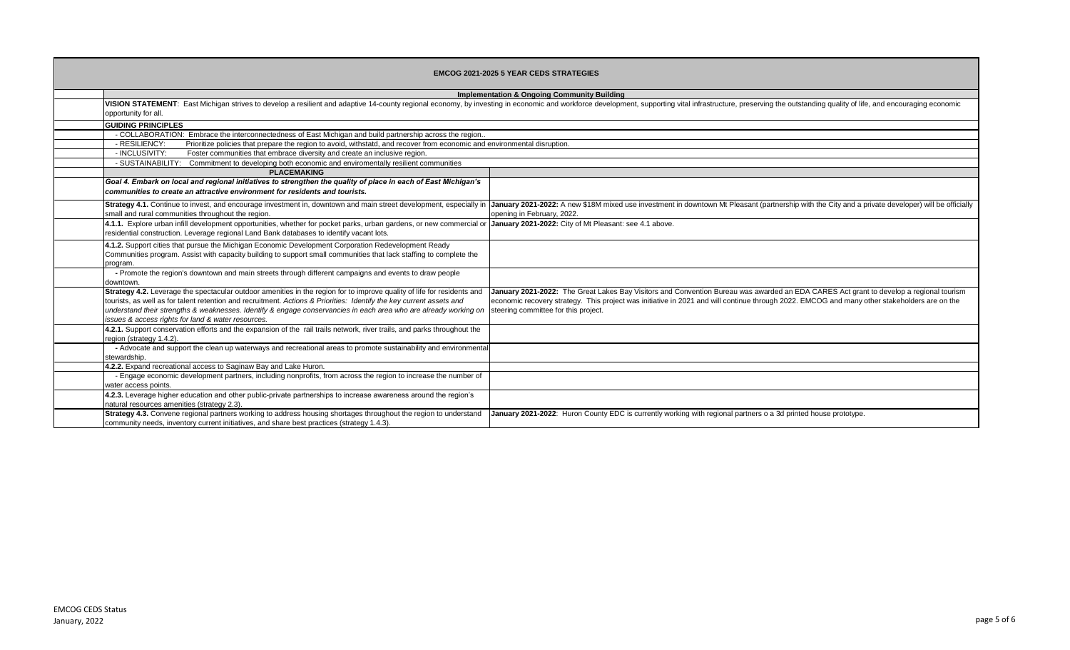# EMCOG 2021-2025 5 YEAR CEDS STRATEGIES

## Implementation & Ongoing Community Building

**VISION STATEMENT**: East Michigan strives to develop a resilient and adaptive 14-county regional economy, by investing in economic and workforce development, supporting vital infrastructure, preserving the outstanding quality of life, and encouraging economic opportunity for all.

**GUIDING PRINCIPLES**

- COLLABORATION: Embrace the interconnectedness of East Michigan and build partnership across the region..
- RESILIENCY: Prioritize policies that prepare the region to avoid, withstatd, and recover from economic and environmental disruption.
- INCLUSIVITY: Foster communities that embrace diversity and create an inclusive region.
- SUSTAINABILITY: Commitment to developing both economic and enviromentally resilient communities

| PLACEMAKING | |
|---|---|
| ***Goal 4. Embark on local and regional initiatives to strengthen the quality of place in each of East Michigan's communities to create an attractive environment for residents and tourists.*** | |
| **Strategy 4.1.** Continue to invest, and encourage investment in, downtown and main street development, especially in small and rural communities throughout the region. | **January 2021-2022:** A new $18M mixed use investment in downtown Mt Pleasant (partnership with the City and a private developer) will be officially opening in February, 2022. |
| **4.1.1.** Explore urban infill development opportunities, whether for pocket parks, urban gardens, or new commercial or residential construction. Leverage regional Land Bank databases to identify vacant lots. | **January 2021-2022:** City of Mt Pleasant: see 4.1 above. |
| **4.1.2.** Support cities that pursue the Michigan Economic Development Corporation Redevelopment Ready Communities program. Assist with capacity building to support small communities that lack staffing to complete the program. | |
| **-** Promote the region's downtown and main streets through different campaigns and events to draw people downtown. | |
| **Strategy 4.2.** Leverage the spectacular outdoor amenities in the region for to improve quality of life for residents and tourists, as well as for talent retention and recruitment. *Actions & Priorities: Identify the key current assets and understand their strengths & weaknesses. Identify & engage conservancies in each area who are already working on issues & access rights for land & water resources.* | **January 2021-2022:** The Great Lakes Bay Visitors and Convention Bureau was awarded an EDA CARES Act grant to develop a regional tourism economic recovery strategy. This project was initiative in 2021 and will continue through 2022. EMCOG and many other stakeholders are on the steering committee for this project. |
| **4.2.1.** Support conservation efforts and the expansion of the rail trails network, river trails, and parks throughout the region (strategy 1.4.2). | |
| **-** Advocate and support the clean up waterways and recreational areas to promote sustainability and environmental stewardship. | |
| **4.2.2.** Expand recreational access to Saginaw Bay and Lake Huron. | |
| - Engage economic development partners, including nonprofits, from across the region to increase the number of water access points. | |
| **4.2.3.** Leverage higher education and other public-private partnerships to increase awareness around the region's natural resources amenities (strategy 2.3). | |
| **Strategy 4.3.** Convene regional partners working to address housing shortages throughout the region to understand community needs, inventory current initiatives, and share best practices (strategy 1.4.3). | **January 2021-2022**: Huron County EDC is currently working with regional partners o a 3d printed house prototype. |

EMCOG CEDS Status
January, 2022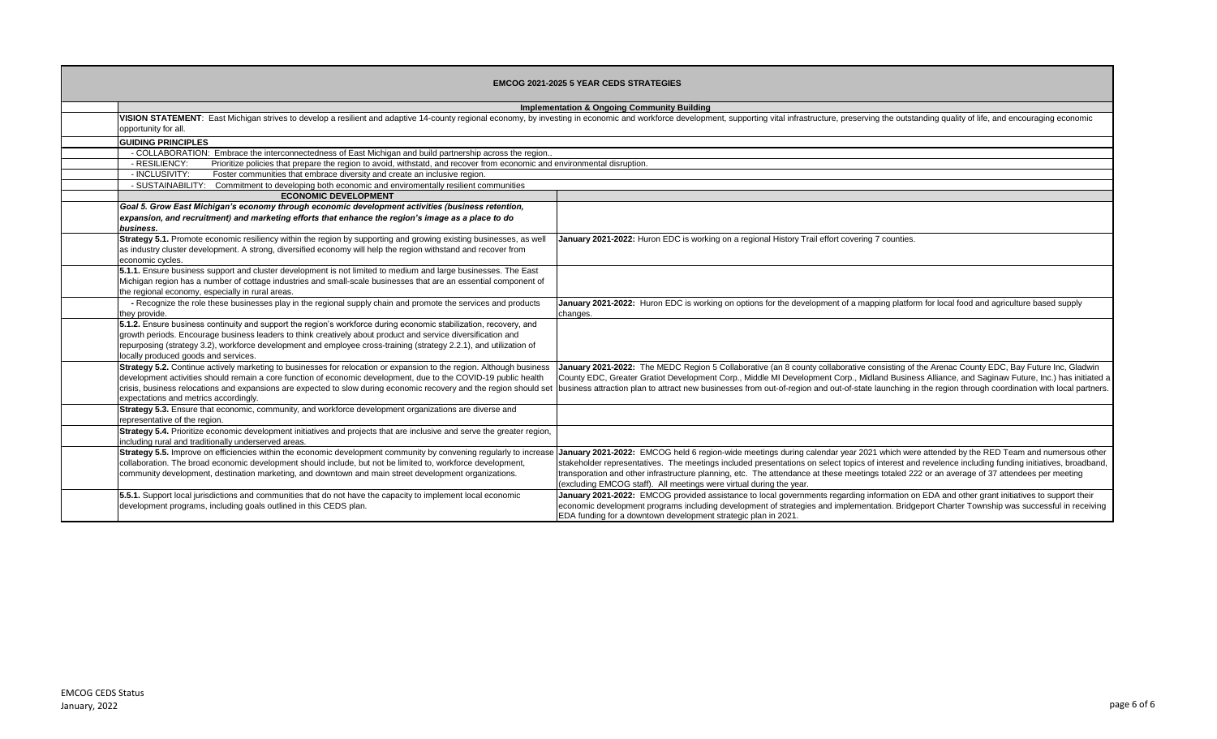# EMCOG 2021-2025 5 YEAR CEDS STRATEGIES

## Implementation & Ongoing Community Building

**VISION STATEMENT**: East Michigan strives to develop a resilient and adaptive 14-county regional economy, by investing in economic and workforce development, supporting vital infrastructure, preserving the outstanding quality of life, and encouraging economic opportunity for all.

**GUIDING PRINCIPLES**

- COLLABORATION: Embrace the interconnectedness of East Michigan and build partnership across the region..
- RESILIENCY: Prioritize policies that prepare the region to avoid, withstatd, and recover from economic and environmental disruption.
- INCLUSIVITY: Foster communities that embrace diversity and create an inclusive region.
- SUSTAINABILITY: Commitment to developing both economic and enviromentally resilient communities

| ECONOMIC DEVELOPMENT | |
|---|---|
| ***Goal 5. Grow East Michigan's economy through economic development activities (business retention, expansion, and recruitment) and marketing efforts that enhance the region's image as a place to do business.*** | |
| **Strategy 5.1.** Promote economic resiliency within the region by supporting and growing existing businesses, as well as industry cluster development. A strong, diversified economy will help the region withstand and recover from economic cycles. | **January 2021-2022:** Huron EDC is working on a regional History Trail effort covering 7 counties. |
| **5.1.1.** Ensure business support and cluster development is not limited to medium and large businesses. The East Michigan region has a number of cottage industries and small-scale businesses that are an essential component of the regional economy, especially in rural areas. | |
| **-** Recognize the role these businesses play in the regional supply chain and promote the services and products they provide. | **January 2021-2022:** Huron EDC is working on options for the development of a mapping platform for local food and agriculture based supply changes. |
| **5.1.2.** Ensure business continuity and support the region's workforce during economic stabilization, recovery, and growth periods. Encourage business leaders to think creatively about product and service diversification and repurposing (strategy 3.2), workforce development and employee cross-training (strategy 2.2.1), and utilization of locally produced goods and services. | |
| **Strategy 5.2.** Continue actively marketing to businesses for relocation or expansion to the region. Although business development activities should remain a core function of economic development, due to the COVID-19 public health crisis, business relocations and expansions are expected to slow during economic recovery and the region should set expectations and metrics accordingly. | **January 2021-2022:** The MEDC Region 5 Collaborative (an 8 county collaborative consisting of the Arenac County EDC, Bay Future Inc, Gladwin County EDC, Greater Gratiot Development Corp., Middle MI Development Corp., Midland Business Alliance, and Saginaw Future, Inc.) has initiated a business attraction plan to attract new businesses from out-of-region and out-of-state launching in the region through coordination with local partners. |
| **Strategy 5.3.** Ensure that economic, community, and workforce development organizations are diverse and representative of the region. | |
| **Strategy 5.4.** Prioritize economic development initiatives and projects that are inclusive and serve the greater region, including rural and traditionally underserved areas. | |
| **Strategy 5.5.** Improve on efficiencies within the economic development community by convening regularly to increase collaboration. The broad economic development should include, but not be limited to, workforce development, community development, destination marketing, and downtown and main street development organizations. | **January 2021-2022:** EMCOG held 6 region-wide meetings during calendar year 2021 which were attended by the RED Team and numersous other stakeholder representatives. The meetings included presentations on select topics of interest and revelence including funding initiatives, broadband, transporation and other infrastructure planning, etc. The attendance at these meetings totaled 222 or an average of 37 attendees per meeting (excluding EMCOG staff). All meetings were virtual during the year. |
| **5.5.1.** Support local jurisdictions and communities that do not have the capacity to implement local economic development programs, including goals outlined in this CEDS plan. | **January 2021-2022:** EMCOG provided assistance to local governments regarding information on EDA and other grant initiatives to support their economic development programs including development of strategies and implementation. Bridgeport Charter Township was successful in receiving EDA funding for a downtown development strategic plan in 2021. |

EMCOG CEDS Status
January, 2022